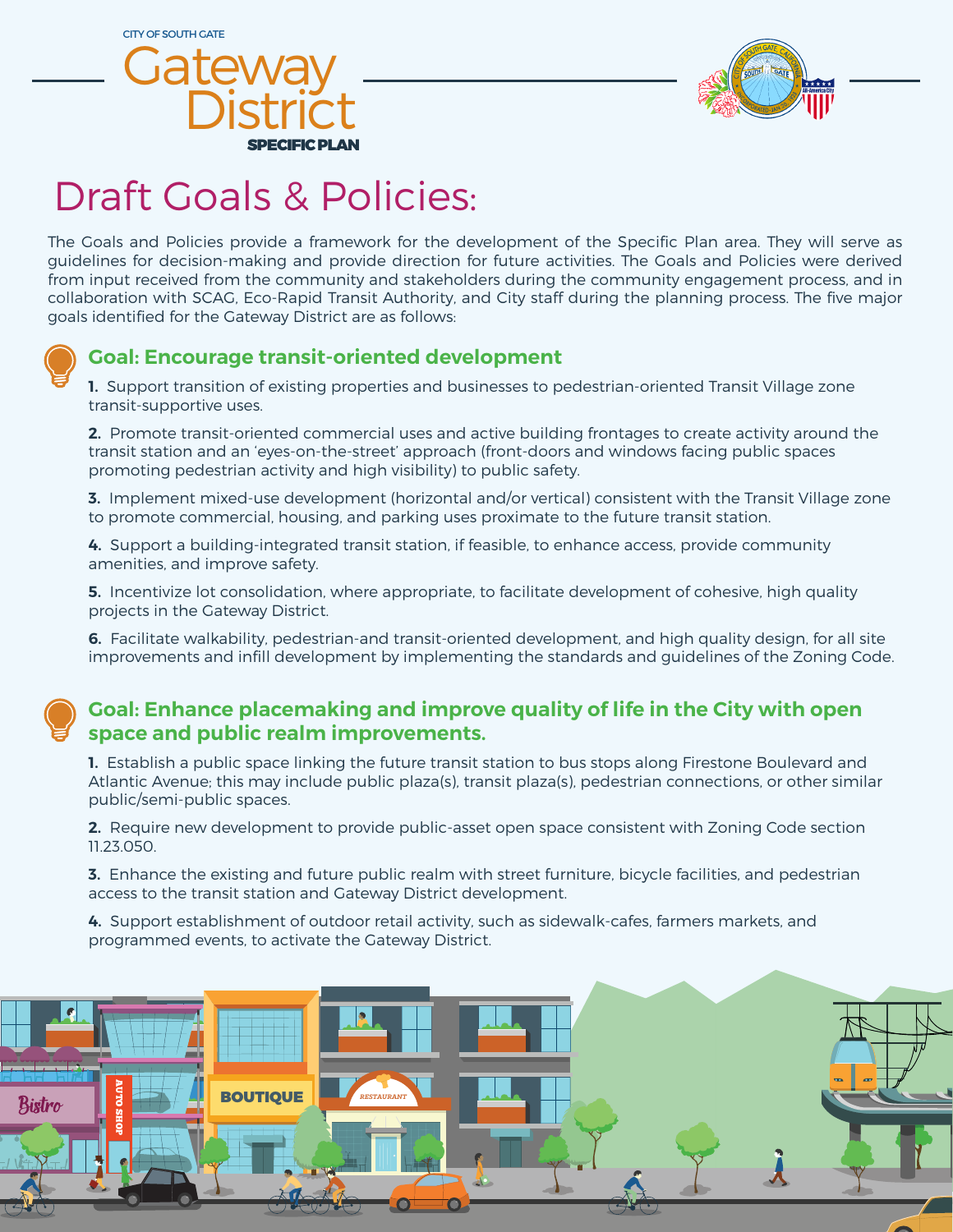CITY OF SOUTH GATE

# Gateway District

**SPECIFIC PLAN**

# Draft Goals & Policies:

The Goals and Policies provide a framework for the development of the Specific Plan area. They will serve as guidelines for decision-making and provide direction for future activities. The Goals and Policies were derived from input received from the community and stakeholders during the community engagement process, and in collaboration with SCAG, Eco-Rapid Transit Authority, and City staff during the planning process. The five major goals identified for the Gateway District are as follows:

## Goal: Encourage transit-oriented development

**1.** Support transition of existing properties and businesses to pedestrian-oriented Transit Village zone transit-supportive uses.

**2.** Promote transit-oriented commercial uses and active building frontages to create activity around the transit station and an 'eyes-on-the-street' approach (front-doors and windows facing public spaces promoting pedestrian activity and high visibility) to public safety.

**3.** Implement mixed-use development (horizontal and/or vertical) consistent with the Transit Village zone to promote commercial, housing, and parking uses proximate to the future transit station.

**4.** Support a building-integrated transit station, if feasible, to enhance access, provide community amenities, and improve safety.

**5.** Incentivize lot consolidation, where appropriate, to facilitate development of cohesive, high quality projects in the Gateway District.

**6.** Facilitate walkability, pedestrian-and transit-oriented development, and high quality design, for all site improvements and infill development by implementing the standards and guidelines of the Zoning Code.

## Goal: Enhance placemaking and improve quality of life in the City with open space and public realm improvements.

**1.** Establish a public space linking the future transit station to bus stops along Firestone Boulevard and Atlantic Avenue; this may include public plaza(s), transit plaza(s), pedestrian connections, or other similar public/semi-public spaces.

**2.** Require new development to provide public-asset open space consistent with Zoning Code section 11.23.050.

**3.** Enhance the existing and future public realm with street furniture, bicycle facilities, and pedestrian access to the transit station and Gateway District development.

**4.** Support establishment of outdoor retail activity, such as sidewalk-cafes, farmers markets, and programmed events, to activate the Gateway District.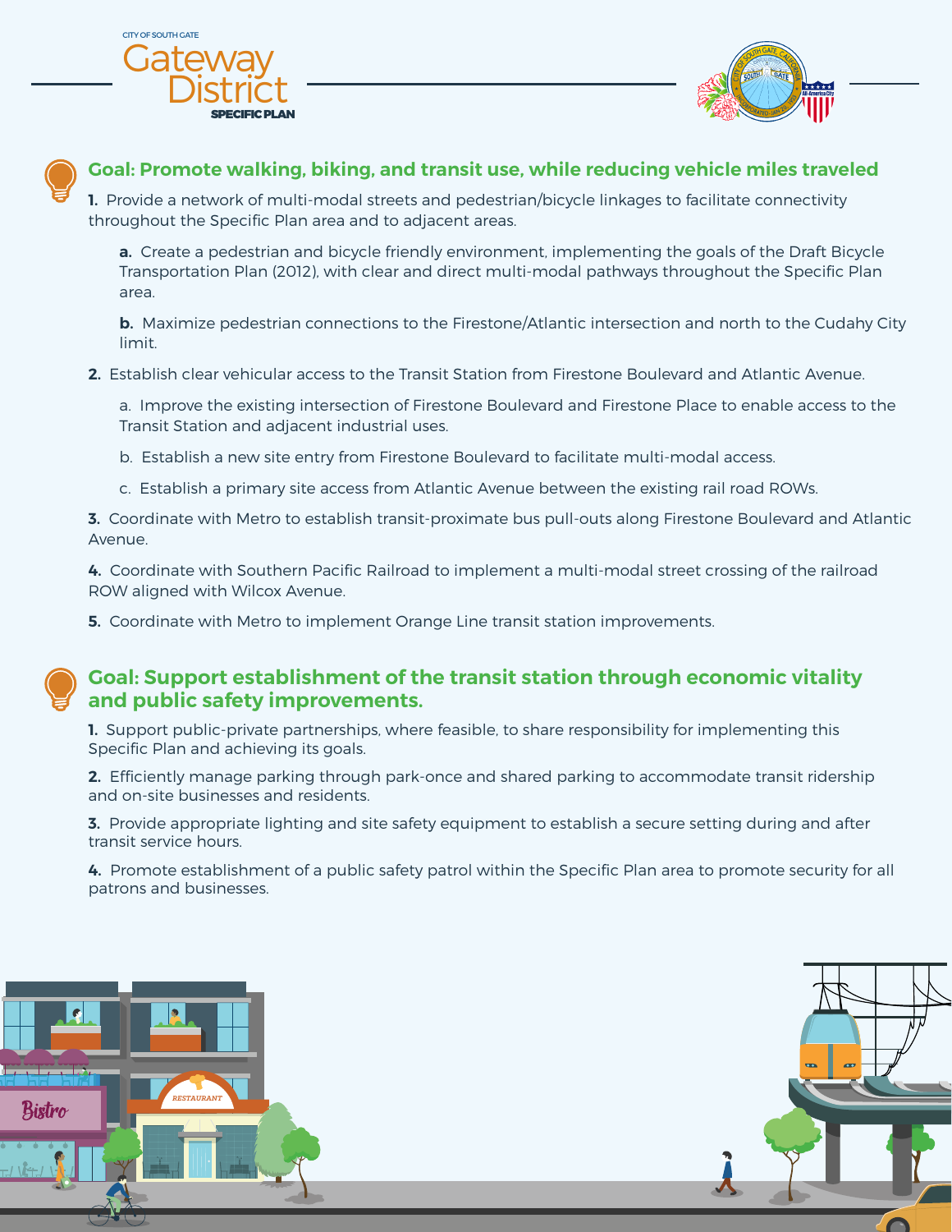## Goal: Promote walking, biking, and transit use, while reducing vehicle miles traveled

**1.** Provide a network of multi-modal streets and pedestrian/bicycle linkages to facilitate connectivity throughout the Specific Plan area and to adjacent areas.

> **a.** Create a pedestrian and bicycle friendly environment, implementing the goals of the Draft Bicycle Transportation Plan (2012), with clear and direct multi-modal pathways throughout the Specific Plan area.
>
> **b.** Maximize pedestrian connections to the Firestone/Atlantic intersection and north to the Cudahy City limit.

**2.** Establish clear vehicular access to the Transit Station from Firestone Boulevard and Atlantic Avenue.

> a. Improve the existing intersection of Firestone Boulevard and Firestone Place to enable access to the Transit Station and adjacent industrial uses.
>
> b. Establish a new site entry from Firestone Boulevard to facilitate multi-modal access.
>
> c. Establish a primary site access from Atlantic Avenue between the existing rail road ROWs.

**3.** Coordinate with Metro to establish transit-proximate bus pull-outs along Firestone Boulevard and Atlantic Avenue.

**4.** Coordinate with Southern Pacific Railroad to implement a multi-modal street crossing of the railroad ROW aligned with Wilcox Avenue.

**5.** Coordinate with Metro to implement Orange Line transit station improvements.

## Goal: Support establishment of the transit station through economic vitality and public safety improvements.

**1.** Support public-private partnerships, where feasible, to share responsibility for implementing this Specific Plan and achieving its goals.

**2.** Efficiently manage parking through park-once and shared parking to accommodate transit ridership and on-site businesses and residents.

**3.** Provide appropriate lighting and site safety equipment to establish a secure setting during and after transit service hours.

**4.** Promote establishment of a public safety patrol within the Specific Plan area to promote security for all patrons and businesses.